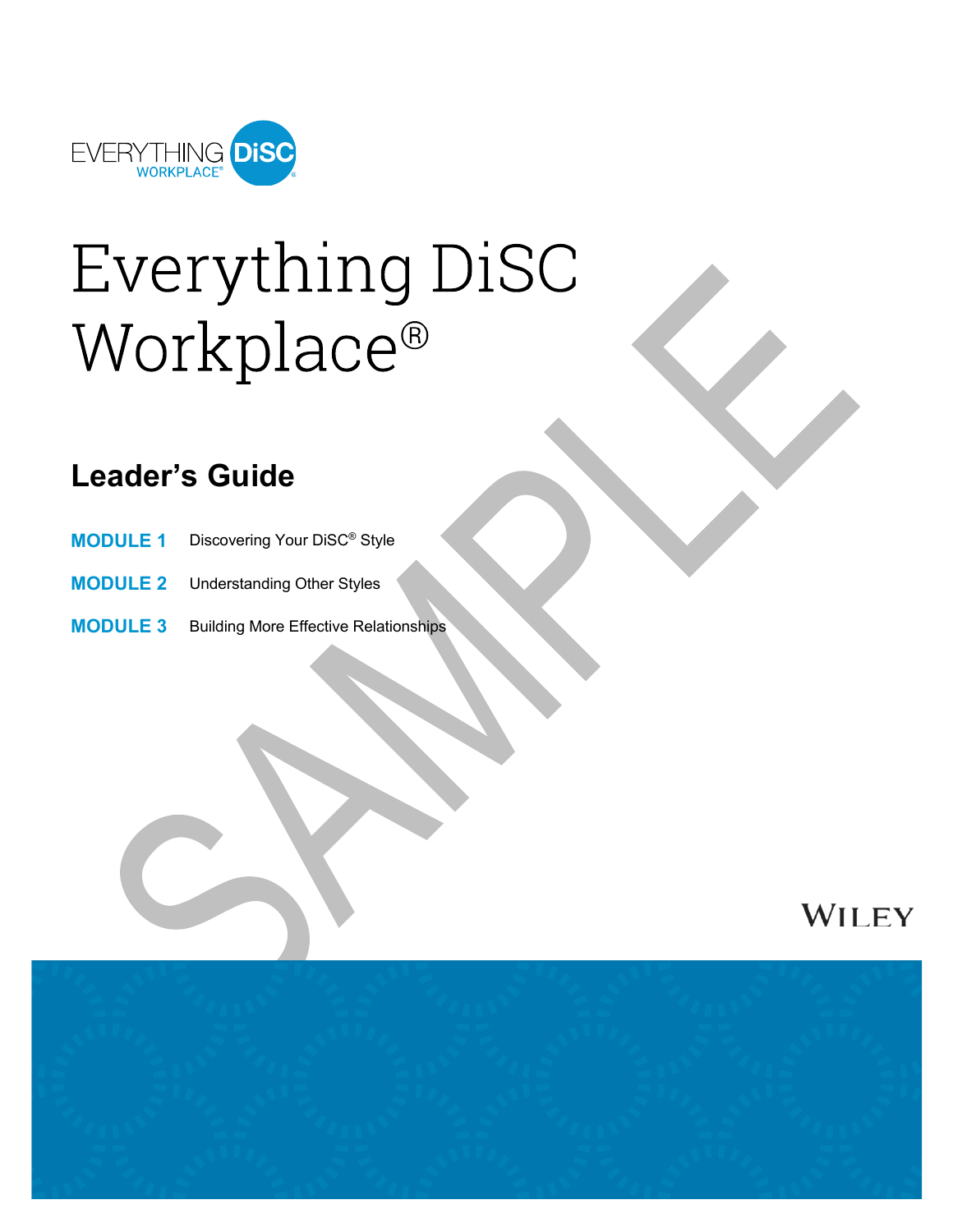EVERYTHING DiSC WORKPLACE®

# Everything DiSC Workplace®

## Leader's Guide

**MODULE 1** Discovering Your DiSC® Style

**MODULE 2** Understanding Other Styles

**MODULE 3** Building More Effective Relationships

SAMPLE

WILEY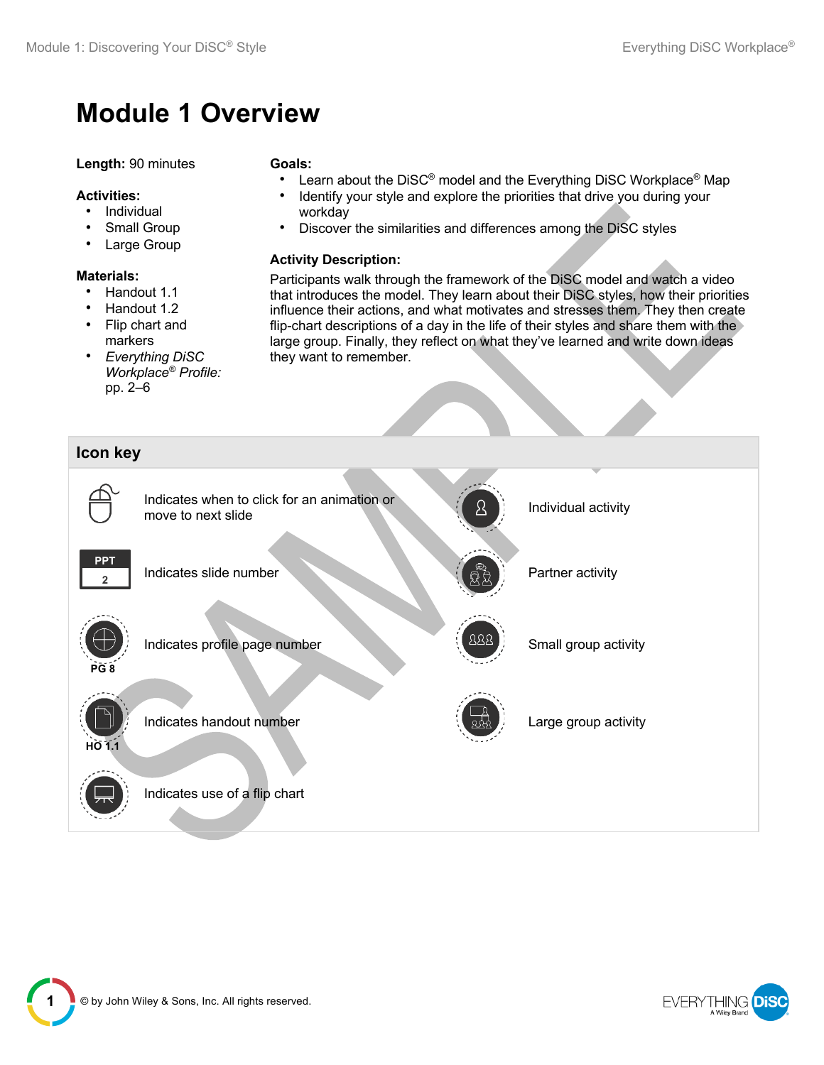# Module 1 Overview

**Length:** 90 minutes

**Activities:**

- Individual
- Small Group
- Large Group

**Materials:**

- Handout 1.1
- Handout 1.2
- Flip chart and markers
- *Everything DiSC Workplace® Profile:* pp. 2–6

**Goals:**

- Learn about the DiSC® model and the Everything DiSC Workplace® Map
- Identify your style and explore the priorities that drive you during your workday
- Discover the similarities and differences among the DiSC styles

**Activity Description:**

Participants walk through the framework of the DiSC model and watch a video that introduces the model. They learn about their DiSC styles, how their priorities influence their actions, and what motivates and stresses them. They then create flip-chart descriptions of a day in the life of their styles and share them with the large group. Finally, they reflect on what they've learned and write down ideas they want to remember.

## Icon key

| Icon | Meaning | Icon | Meaning |
|---|---|---|---|
| (mouse) | Indicates when to click for an animation or move to next slide | (individual) | Individual activity |
| PPT 2 | Indicates slide number | (partner) | Partner activity |
| PG 8 | Indicates profile page number | (small group) | Small group activity |
| HO 1.1 | Indicates handout number | (large group) | Large group activity |
| (flip chart) | Indicates use of a flip chart | | |

© by John Wiley & Sons, Inc. All rights reserved.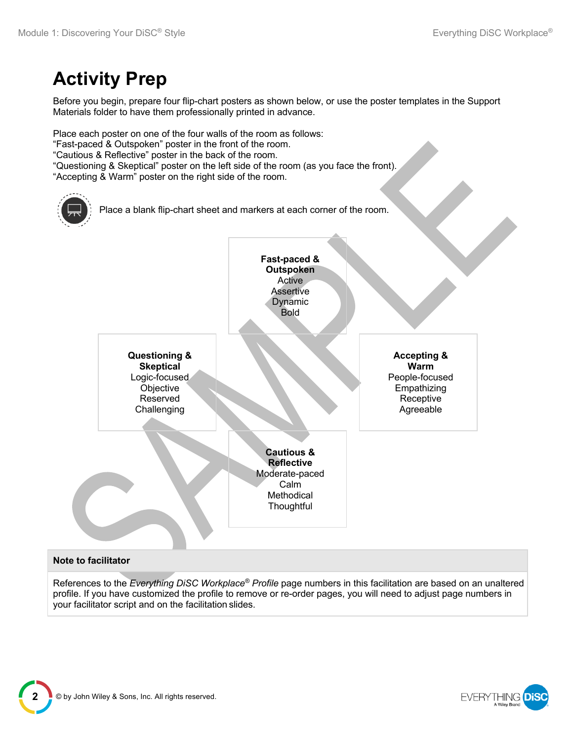# Activity Prep

Before you begin, prepare four flip-chart posters as shown below, or use the poster templates in the Support Materials folder to have them professionally printed in advance.

Place each poster on one of the four walls of the room as follows:
"Fast-paced & Outspoken" poster in the front of the room.
"Cautious & Reflective" poster in the back of the room.
"Questioning & Skeptical" poster on the left side of the room (as you face the front).
"Accepting & Warm" poster on the right side of the room.

Place a blank flip-chart sheet and markers at each corner of the room.

**Fast-paced & Outspoken**
Active
Assertive
Dynamic
Bold

**Questioning & Skeptical**
Logic-focused
Objective
Reserved
Challenging

**Accepting & Warm**
People-focused
Empathizing
Receptive
Agreeable

**Cautious & Reflective**
Moderate-paced
Calm
Methodical
Thoughtful

| Note to facilitator |
| --- |
| References to the *Everything DiSC Workplace® Profile* page numbers in this facilitation are based on an unaltered profile. If you have customized the profile to remove or re-order pages, you will need to adjust page numbers in your facilitator script and on the facilitation slides. |

© by John Wiley & Sons, Inc. All rights reserved.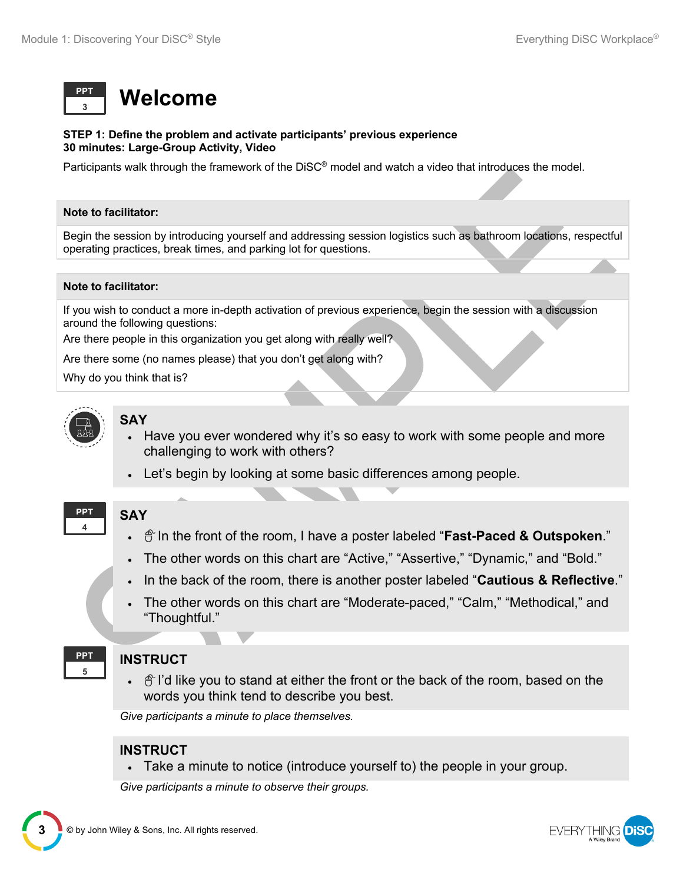PPT 3

# Welcome

**STEP 1: Define the problem and activate participants' previous experience**
**30 minutes: Large-Group Activity, Video**

Participants walk through the framework of the DiSC® model and watch a video that introduces the model.

**Note to facilitator:**

Begin the session by introducing yourself and addressing session logistics such as bathroom locations, respectful operating practices, break times, and parking lot for questions.

**Note to facilitator:**

If you wish to conduct a more in-depth activation of previous experience, begin the session with a discussion around the following questions:

Are there people in this organization you get along with really well?

Are there some (no names please) that you don't get along with?

Why do you think that is?

**SAY**

- Have you ever wondered why it's so easy to work with some people and more challenging to work with others?
- Let's begin by looking at some basic differences among people.

PPT 4

**SAY**

- In the front of the room, I have a poster labeled "**Fast-Paced & Outspoken**."
- The other words on this chart are "Active," "Assertive," "Dynamic," and "Bold."
- In the back of the room, there is another poster labeled "**Cautious & Reflective**."
- The other words on this chart are "Moderate-paced," "Calm," "Methodical," and "Thoughtful."

PPT 5

**INSTRUCT**

- I'd like you to stand at either the front or the back of the room, based on the words you think tend to describe you best.

*Give participants a minute to place themselves.*

**INSTRUCT**

- Take a minute to notice (introduce yourself to) the people in your group.

*Give participants a minute to observe their groups.*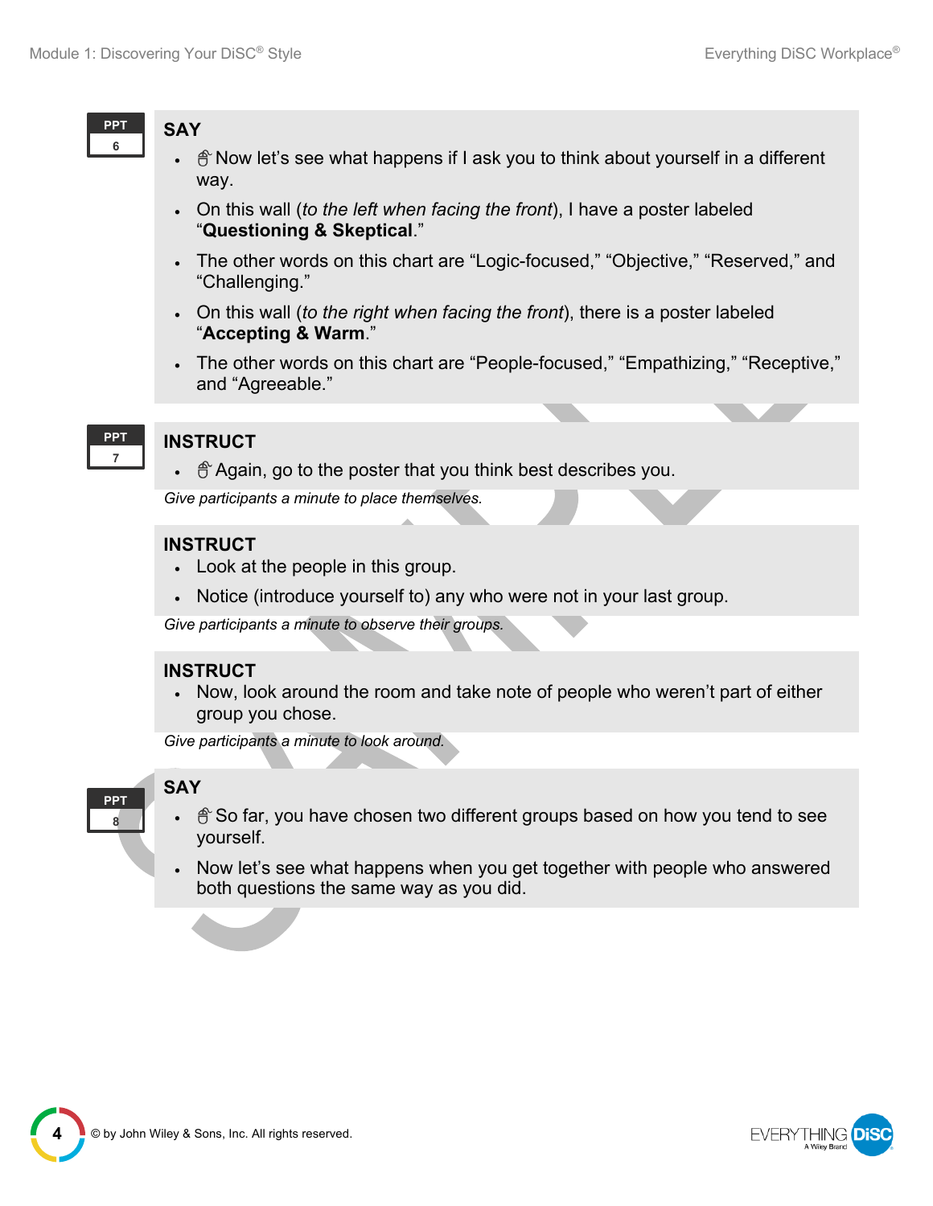PPT 6

**SAY**

- Now let's see what happens if I ask you to think about yourself in a different way.
- On this wall (*to the left when facing the front*), I have a poster labeled "**Questioning & Skeptical**."
- The other words on this chart are "Logic-focused," "Objective," "Reserved," and "Challenging."
- On this wall (*to the right when facing the front*), there is a poster labeled "**Accepting & Warm**."
- The other words on this chart are "People-focused," "Empathizing," "Receptive," and "Agreeable."

PPT 7

**INSTRUCT**

- Again, go to the poster that you think best describes you.

*Give participants a minute to place themselves.*

**INSTRUCT**

- Look at the people in this group.
- Notice (introduce yourself to) any who were not in your last group.

*Give participants a minute to observe their groups.*

**INSTRUCT**

- Now, look around the room and take note of people who weren't part of either group you chose.

*Give participants a minute to look around.*

PPT 8

**SAY**

- So far, you have chosen two different groups based on how you tend to see yourself.
- Now let's see what happens when you get together with people who answered both questions the same way as you did.

© by John Wiley & Sons, Inc. All rights reserved.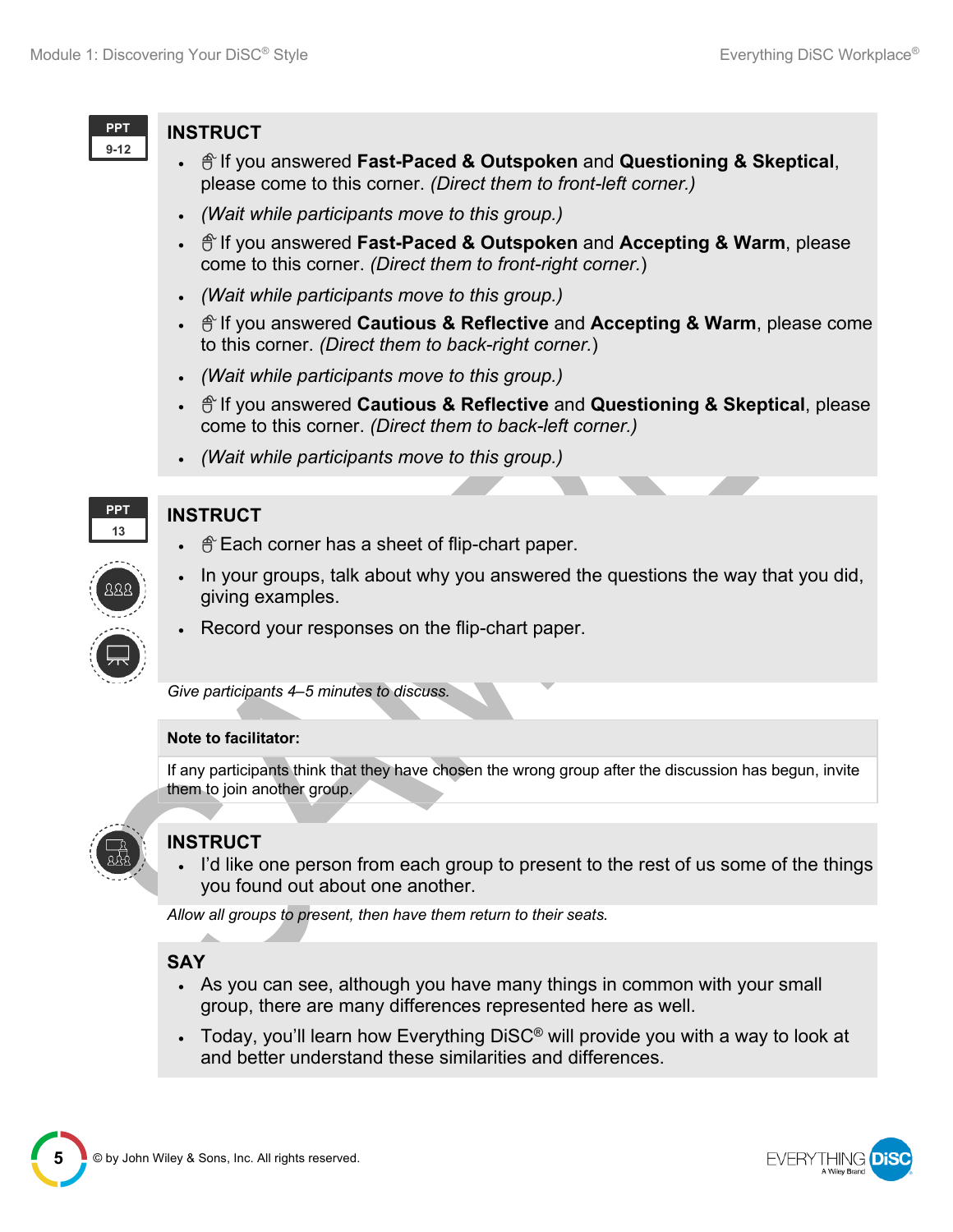PPT 9-12

## INSTRUCT

- If you answered **Fast-Paced & Outspoken** and **Questioning & Skeptical**, please come to this corner. *(Direct them to front-left corner.)*
- *(Wait while participants move to this group.)*
- If you answered **Fast-Paced & Outspoken** and **Accepting & Warm**, please come to this corner. *(Direct them to front-right corner.)*
- *(Wait while participants move to this group.)*
- If you answered **Cautious & Reflective** and **Accepting & Warm**, please come to this corner. *(Direct them to back-right corner.)*
- *(Wait while participants move to this group.)*
- If you answered **Cautious & Reflective** and **Questioning & Skeptical**, please come to this corner. *(Direct them to back-left corner.)*
- *(Wait while participants move to this group.)*

PPT 13

## INSTRUCT

- Each corner has a sheet of flip-chart paper.
- In your groups, talk about why you answered the questions the way that you did, giving examples.
- Record your responses on the flip-chart paper.

*Give participants 4–5 minutes to discuss.*

**Note to facilitator:**

If any participants think that they have chosen the wrong group after the discussion has begun, invite them to join another group.

## INSTRUCT

- I'd like one person from each group to present to the rest of us some of the things you found out about one another.

*Allow all groups to present, then have them return to their seats.*

## SAY

- As you can see, although you have many things in common with your small group, there are many differences represented here as well.
- Today, you'll learn how Everything DiSC® will provide you with a way to look at and better understand these similarities and differences.

© by John Wiley & Sons, Inc. All rights reserved.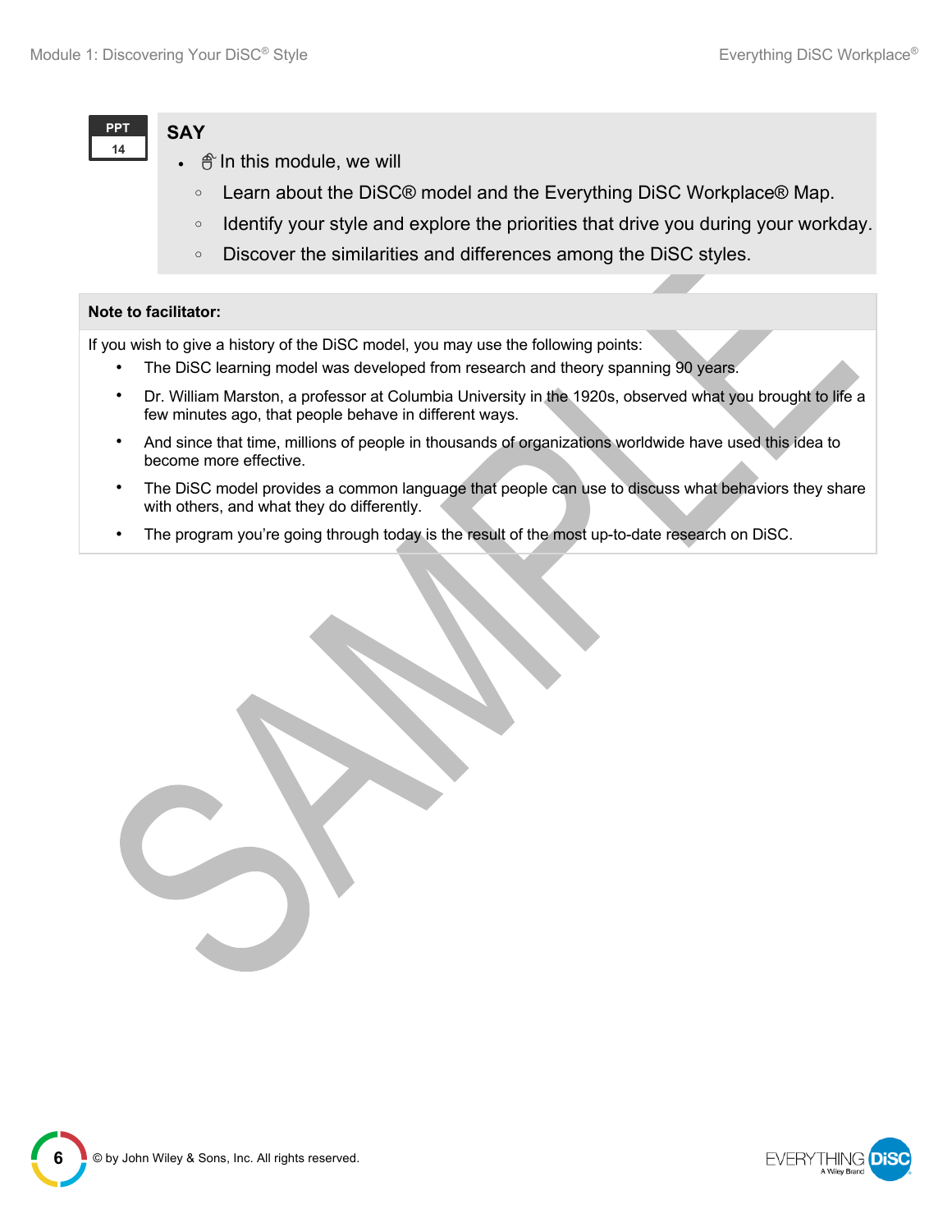PPT 14

**SAY**

- In this module, we will
  - Learn about the DiSC® model and the Everything DiSC Workplace® Map.
  - Identify your style and explore the priorities that drive you during your workday.
  - Discover the similarities and differences among the DiSC styles.

**Note to facilitator:**

If you wish to give a history of the DiSC model, you may use the following points:

- The DiSC learning model was developed from research and theory spanning 90 years.
- Dr. William Marston, a professor at Columbia University in the 1920s, observed what you brought to life a few minutes ago, that people behave in different ways.
- And since that time, millions of people in thousands of organizations worldwide have used this idea to become more effective.
- The DiSC model provides a common language that people can use to discuss what behaviors they share with others, and what they do differently.
- The program you're going through today is the result of the most up-to-date research on DiSC.